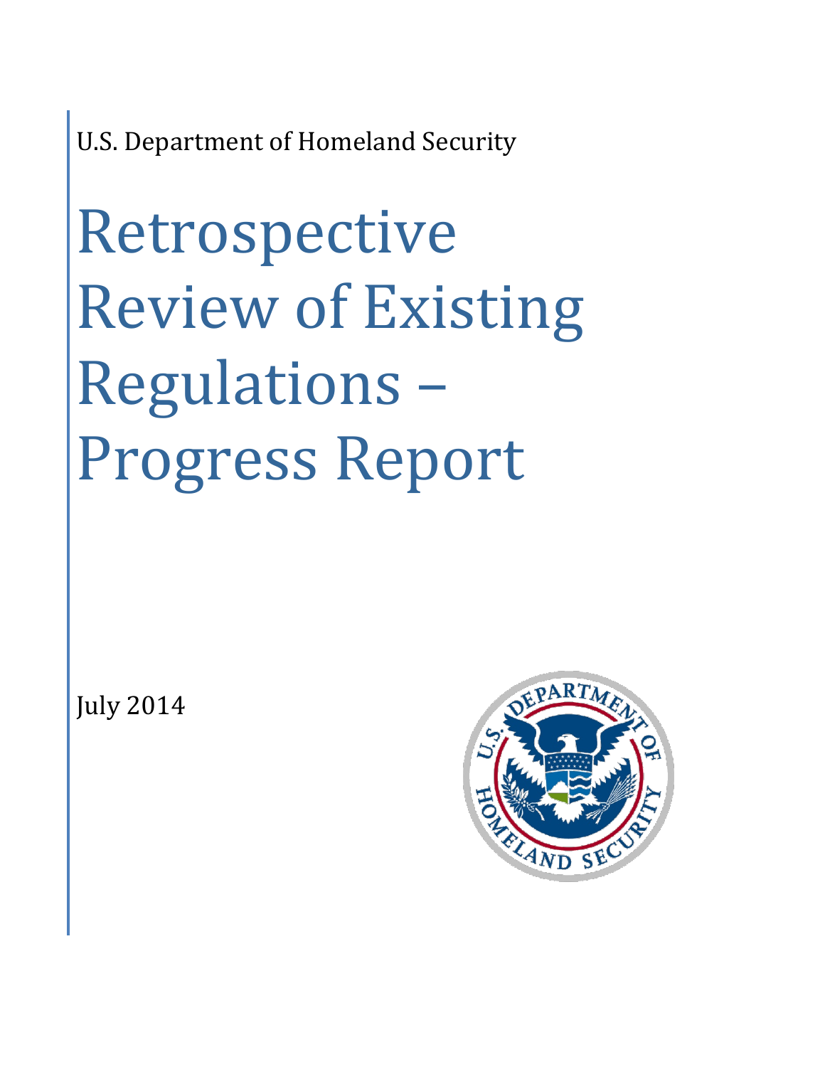U.S. Department of Homeland Security

# Retrospective Review of Existing Regulations – Progress Report

July 2014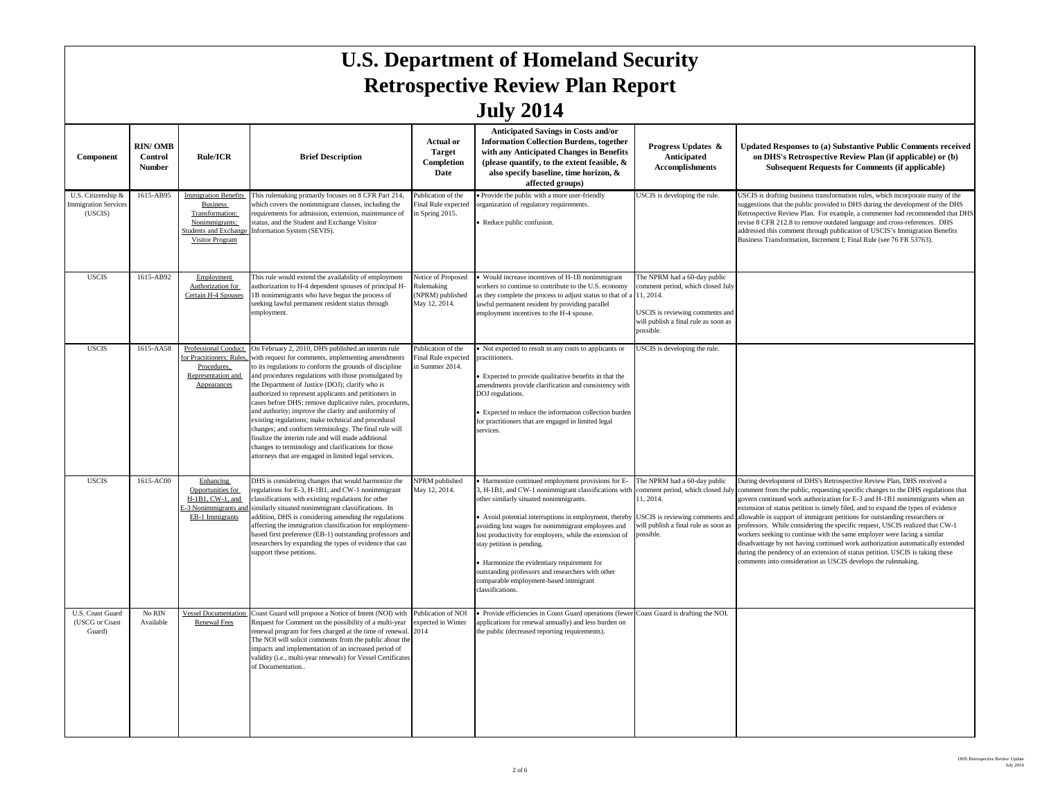# U.S. Department of Homeland Security
# Retrospective Review Plan Report
# July 2014

| Component | RIN/ OMB Control Number | Rule/ICR | Brief Description | Actual or Target Completion Date | Anticipated Savings in Costs and/or Information Collection Burdens, together with any Anticipated Changes in Benefits (please quantify, to the extent feasible, & also specify baseline, time horizon, & affected groups) | Progress Updates & Anticipated Accomplishments | Updated Responses to (a) Substantive Public Comments received on DHS's Retrospective Review Plan (if applicable) or (b) Subsequent Requests for Comments (if applicable) |
|---|---|---|---|---|---|---|---|
| U.S. Citizenship & Immigration Services (USCIS) | 1615-AB95 | Immigration Benefits Business Transformation: Nonimmigrants; Students and Exchange Visitor Program | This rulemaking primarily focuses on 8 CFR Part 214, which covers the nonimmigrant classes, including the requirements for admission, extension, maintenance of status, and the Student and Exchange Visitor Information System (SEVIS). | Publication of the Final Rule expected in Spring 2015. | • Provide the public with a more user-friendly organization of regulatory requirements.<br><br>• Reduce public confusion. | USCIS is developing the rule. | USCIS is drafting business transformation rules, which incorporate many of the suggestions that the public provided to DHS during the development of the DHS Retrospective Review Plan. For example, a commenter had recommended that DHS revise 8 CFR 212.8 to remove outdated language and cross-references. DHS addressed this comment through publication of USCIS's Immigration Benefits Business Transformation, Increment I; Final Rule (see 76 FR 53763). |
| USCIS | 1615-AB92 | Employment Authorization for Certain H-4 Spouses | This rule would extend the availability of employment authorization to H-4 dependent spouses of principal H-1B nonimmigrants who have begun the process of seeking lawful permanent resident status through employment. | Notice of Proposed Rulemaking (NPRM) published May 12, 2014. | • Would increase incentives of H-1B nonimmigrant workers to continue to contribute to the U.S. economy as they complete the process to adjust status to that of a lawful permanent resident by providing parallel employment incentives to the H-4 spouse. | The NPRM had a 60-day public comment period, which closed July 11, 2014.<br><br>USCIS is reviewing comments and will publish a final rule as soon as possible. | |
| USCIS | 1615-AA58 | Professional Conduct for Practitioners: Rules, Procedures, Representation and Appearances | On February 2, 2010, DHS published an interim rule with request for comments, implementing amendments to its regulations to conform the grounds of discipline and procedures regulations with those promulgated by the Department of Justice (DOJ); clarify who is authorized to represent applicants and petitioners in cases before DHS; remove duplicative rules, procedures, and authority; improve the clarity and uniformity of existing regulations; make technical and procedural changes; and conform terminology. The final rule will finalize the interim rule and will made additional changes to terminology and clarifications for those attorneys that are engaged in limited legal services. | Publication of the Final Rule expected in Summer 2014. | • Not expected to result in any costs to applicants or practitioners.<br><br>• Expected to provide qualitative benefits in that the amendments provide clarification and consistency with DOJ regulations.<br><br>• Expected to reduce the information collection burden for practitioners that are engaged in limited legal services. | USCIS is developing the rule. | |
| USCIS | 1615-AC00 | Enhancing Opportunities for H-1B1, CW-1, and E-3 Nonimmigrants and EB-1 Immigrants | DHS is considering changes that would harmonize the regulations for E-3, H-1B1, and CW-1 nonimmigrant classifications with existing regulations for other similarly situated nonimmigrant classifications. In addition, DHS is considering amending the regulations affecting the immigration classification for employment-based first preference (EB-1) outstanding professors and researchers by expanding the types of evidence that can support these petitions. | NPRM published May 12, 2014. | • Harmonize continued employment provisions for E-3, H-1B1, and CW-1 nonimmigrant classifications with other similarly situated nonimmigrants.<br><br>• Avoid potential interruptions in employment, thereby avoiding lost wages for nonimmigrant employees and lost productivity for employers, while the extension of stay petition is pending.<br><br>• Harmonize the evidentiary requirement for outstanding professors and researchers with other comparable employment-based immigrant classifications. | The NPRM had a 60-day public comment period, which closed July 11, 2014.<br><br>USCIS is reviewing comments and will publish a final rule as soon as possible. | During development of DHS's Retrospective Review Plan, DHS received a comment from the public, requesting specific changes to the DHS regulations that govern continued work authorization for E-3 and H-1B1 nonimmigrants when an extension of status petition is timely filed, and to expand the types of evidence allowable in support of immigrant petitions for outstanding researchers or professors. While considering the specific request, USCIS realized that CW-1 workers seeking to continue with the same employer were facing a similar disadvantage by not having continued work authorization automatically extended during the pendency of an extension of status petition. USCIS is taking these comments into consideration as USCIS develops the rulemaking. |
| U.S. Coast Guard (USCG or Coast Guard) | No RIN Available | Vessel Documentation Renewal Fees | Coast Guard will propose a Notice of Intent (NOI) with Request for Comment on the possibility of a multi-year renewal program for fees charged at the time of renewal. The NOI will solicit comments from the public about the impacts and implementation of an increased period of validity (i.e., multi-year renewals) for Vessel Certificates of Documentation.. | Publication of NOI expected in Winter 2014 | • Provide efficiencies in Coast Guard operations (fewer applications for renewal annually) and less burden on the public (decreased reporting requirements). | Coast Guard is drafting the NOI. | |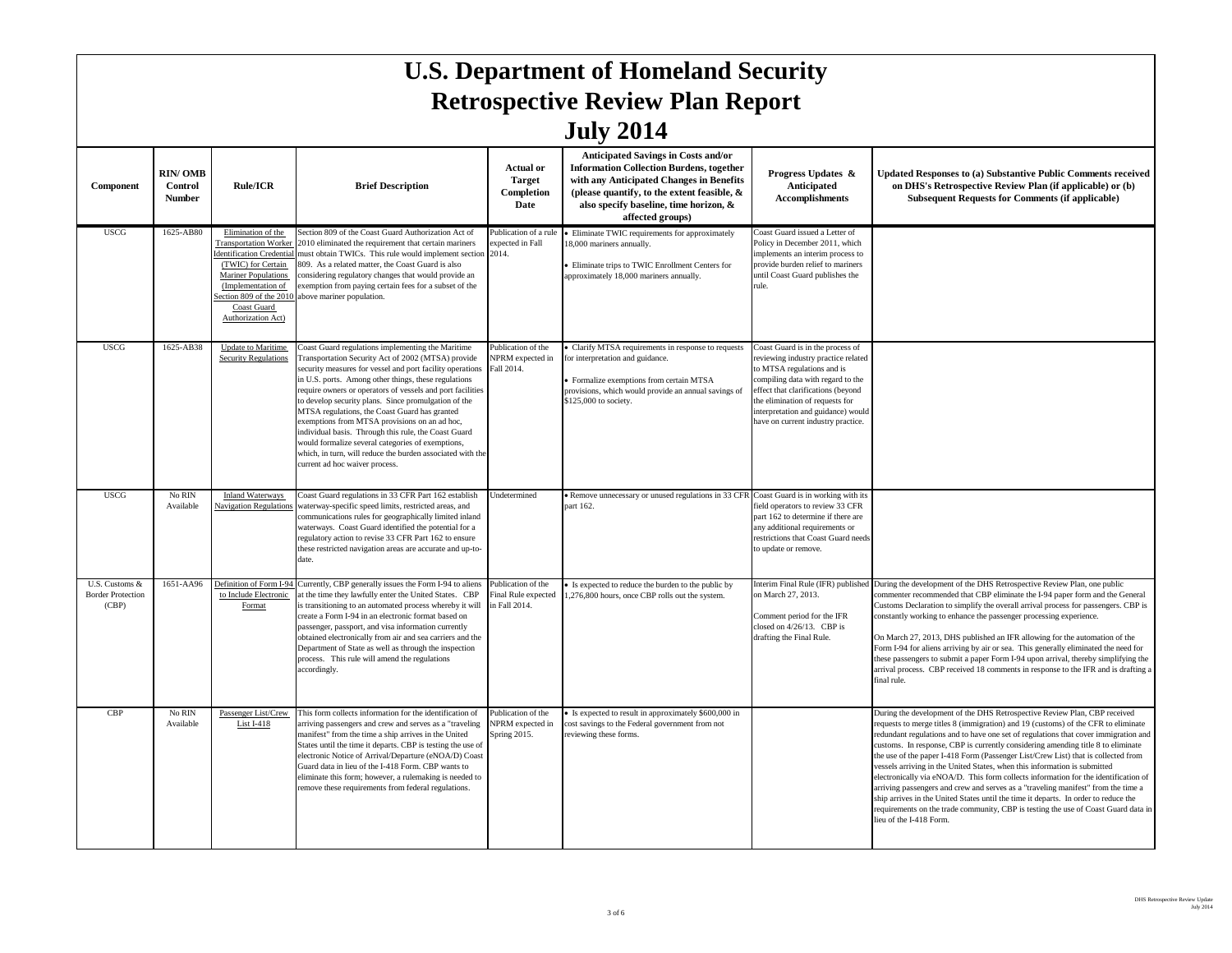# U.S. Department of Homeland Security
# Retrospective Review Plan Report
# July 2014

| Component | RIN/ OMB Control Number | Rule/ICR | Brief Description | Actual or Target Completion Date | Anticipated Savings in Costs and/or Information Collection Burdens, together with any Anticipated Changes in Benefits (please quantify, to the extent feasible, & also specify baseline, time horizon, & affected groups) | Progress Updates & Anticipated Accomplishments | Updated Responses to (a) Substantive Public Comments received on DHS's Retrospective Review Plan (if applicable) or (b) Subsequent Requests for Comments (if applicable) |
|---|---|---|---|---|---|---|---|
| USCG | 1625-AB80 | Elimination of the Transportation Worker Identification Credential (TWIC) for Certain Mariner Populations (Implementation of Section 809 of the 2010 Coast Guard Authorization Act) | Section 809 of the Coast Guard Authorization Act of 2010 eliminated the requirement that certain mariners must obtain TWICs. This rule would implement section 809. As a related matter, the Coast Guard is also considering regulatory changes that would provide an exemption from paying certain fees for a subset of the above mariner population. | Publication of a rule expected in Fall 2014. | • Eliminate TWIC requirements for approximately 18,000 mariners annually.<br><br>• Eliminate trips to TWIC Enrollment Centers for approximately 18,000 mariners annually. | Coast Guard issued a Letter of Policy in December 2011, which implements an interim process to provide burden relief to mariners until Coast Guard publishes the rule. | |
| USCG | 1625-AB38 | Update to Maritime Security Regulations | Coast Guard regulations implementing the Maritime Transportation Security Act of 2002 (MTSA) provide security measures for vessel and port facility operations in U.S. ports. Among other things, these regulations require owners or operators of vessels and port facilities to develop security plans. Since promulgation of the MTSA regulations, the Coast Guard has granted exemptions from MTSA provisions on an ad hoc, individual basis. Through this rule, the Coast Guard would formalize several categories of exemptions, which, in turn, will reduce the burden associated with the current ad hoc waiver process. | Publication of the NPRM expected in Fall 2014. | • Clarify MTSA requirements in response to requests for interpretation and guidance.<br><br>• Formalize exemptions from certain MTSA provisions, which would provide an annual savings of $125,000 to society. | Coast Guard is in the process of reviewing industry practice related to MTSA regulations and is compiling data with regard to the effect that clarifications (beyond the elimination of requests for interpretation and guidance) would have on current industry practice. | |
| USCG | No RIN Available | Inland Waterways Navigation Regulations | Coast Guard regulations in 33 CFR Part 162 establish waterway-specific speed limits, restricted areas, and communications rules for geographically limited inland waterways. Coast Guard identified the potential for a regulatory action to revise 33 CFR Part 162 to ensure these restricted navigation areas are accurate and up-to-date. | Undetermined | • Remove unnecessary or unused regulations in 33 CFR part 162. | Coast Guard is in working with its field operators to review 33 CFR part 162 to determine if there are any additional requirements or restrictions that Coast Guard needs to update or remove. | |
| U.S. Customs & Border Protection (CBP) | 1651-AA96 | Definition of Form I-94 to Include Electronic Format | Currently, CBP generally issues the Form I-94 to aliens at the time they lawfully enter the United States. CBP is transitioning to an automated process whereby it will create a Form I-94 in an electronic format based on passenger, passport, and visa information currently obtained electronically from air and sea carriers and the Department of State as well as through the inspection process. This rule will amend the regulations accordingly. | Publication of the Final Rule expected in Fall 2014. | • Is expected to reduce the burden to the public by 1,276,800 hours, once CBP rolls out the system. | Interim Final Rule (IFR) published on March 27, 2013.<br><br>Comment period for the IFR closed on 4/26/13. CBP is drafting the Final Rule. | During the development of the DHS Retrospective Review Plan, one public commenter recommended that CBP eliminate the I-94 paper form and the General Customs Declaration to simplify the overall arrival process for passengers. CBP is constantly working to enhance the passenger processing experience.<br><br>On March 27, 2013, DHS published an IFR allowing for the automation of the Form I-94 for aliens arriving by air or sea. This generally eliminated the need for these passengers to submit a paper Form I-94 upon arrival, thereby simplifying the arrival process. CBP received 18 comments in response to the IFR and is drafting a final rule. |
| CBP | No RIN Available | Passenger List/Crew List I-418 | This form collects information for the identification of arriving passengers and crew and serves as a "traveling manifest" from the time a ship arrives in the United States until the time it departs. CBP is testing the use of electronic Notice of Arrival/Departure (eNOA/D) Coast Guard data in lieu of the I-418 Form. CBP wants to eliminate this form; however, a rulemaking is needed to remove these requirements from federal regulations. | Publication of the NPRM expected in Spring 2015. | • Is expected to result in approximately $600,000 in cost savings to the Federal government from not reviewing these forms. | | During the development of the DHS Retrospective Review Plan, CBP received requests to merge titles 8 (immigration) and 19 (customs) of the CFR to eliminate redundant regulations and to have one set of regulations that cover immigration and customs. In response, CBP is currently considering amending title 8 to eliminate the use of the paper I-418 Form (Passenger List/Crew List) that is collected from vessels arriving in the United States, when this information is submitted electronically via eNOA/D. This form collects information for the identification of arriving passengers and crew and serves as a "traveling manifest" from the time a ship arrives in the United States until the time it departs. In order to reduce the requirements on the trade community, CBP is testing the use of Coast Guard data in lieu of the I-418 Form. |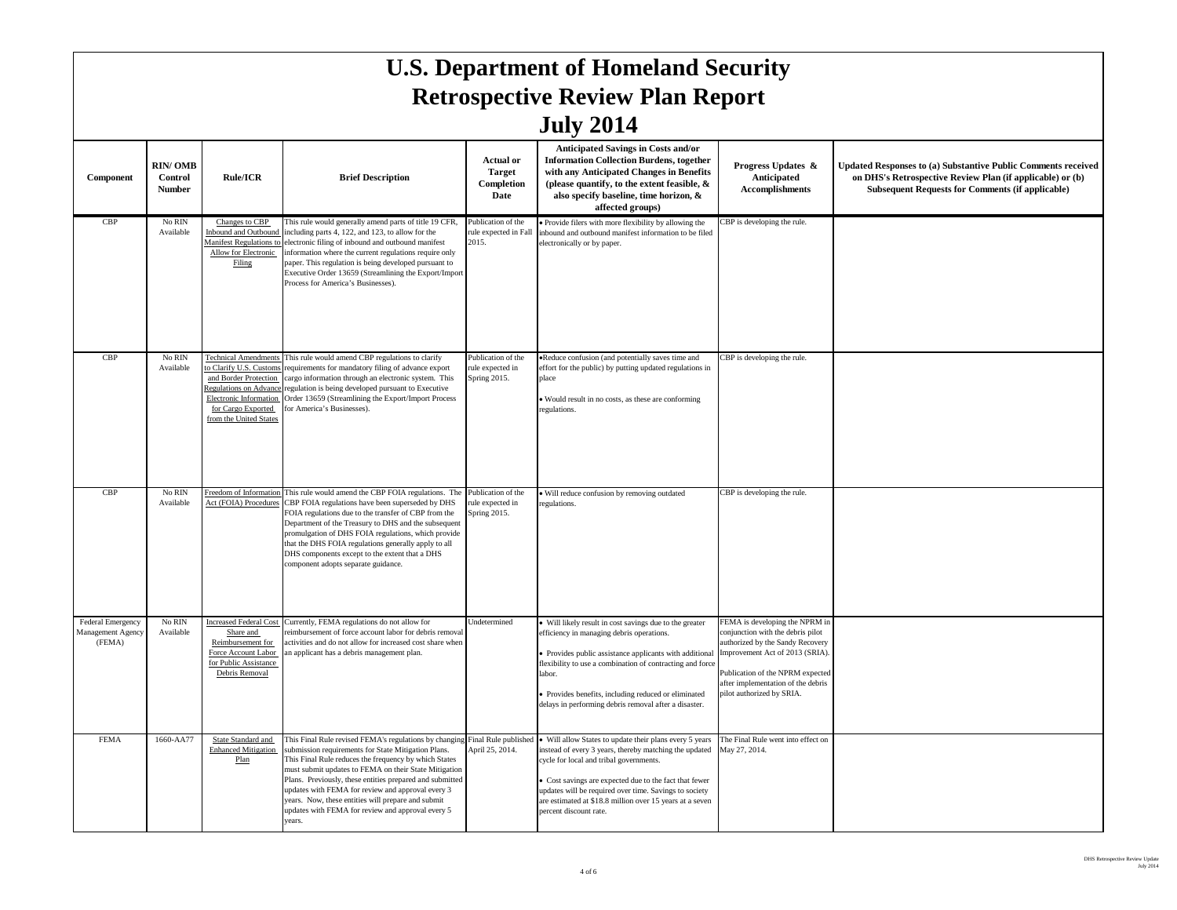# U.S. Department of Homeland Security
# Retrospective Review Plan Report
# July 2014

| Component | RIN/ OMB Control Number | Rule/ICR | Brief Description | Actual or Target Completion Date | Anticipated Savings in Costs and/or Information Collection Burdens, together with any Anticipated Changes in Benefits (please quantify, to the extent feasible, & also specify baseline, time horizon, & affected groups) | Progress Updates & Anticipated Accomplishments | Updated Responses to (a) Substantive Public Comments received on DHS's Retrospective Review Plan (if applicable) or (b) Subsequent Requests for Comments (if applicable) |
|---|---|---|---|---|---|---|---|
| CBP | No RIN Available | Changes to CBP Inbound and Outbound Manifest Regulations to Allow for Electronic Filing | This rule would generally amend parts of title 19 CFR, including parts 4, 122, and 123, to allow for the electronic filing of inbound and outbound manifest information where the current regulations require only paper. This regulation is being developed pursuant to Executive Order 13659 (Streamlining the Export/Import Process for America's Businesses). | Publication of the rule expected in Fall 2015. | • Provide filers with more flexibility by allowing the inbound and outbound manifest information to be filed electronically or by paper. | CBP is developing the rule. | |
| CBP | No RIN Available | Technical Amendments to Clarify U.S. Customs and Border Protection Regulations on Advance Electronic Information for Cargo Exported from the United States | This rule would amend CBP regulations to clarify requirements for mandatory filing of advance export cargo information through an electronic system. This regulation is being developed pursuant to Executive Order 13659 (Streamlining the Export/Import Process for America's Businesses). | Publication of the rule expected in Spring 2015. | • Reduce confusion (and potentially saves time and effort for the public) by putting updated regulations in place<br><br>• Would result in no costs, as these are conforming regulations. | CBP is developing the rule. | |
| CBP | No RIN Available | Freedom of Information Act (FOIA) Procedures | This rule would amend the CBP FOIA regulations. The CBP FOIA regulations have been superseded by DHS FOIA regulations due to the transfer of CBP from the Department of the Treasury to DHS and the subsequent promulgation of DHS FOIA regulations, which provide that the DHS FOIA regulations generally apply to all DHS components except to the extent that a DHS component adopts separate guidance. | Publication of the rule expected in Spring 2015. | • Will reduce confusion by removing outdated regulations. | CBP is developing the rule. | |
| Federal Emergency Management Agency (FEMA) | No RIN Available | Increased Federal Cost Share and Reimbursement for Force Account Labor for Public Assistance Debris Removal | Currently, FEMA regulations do not allow for reimbursement of force account labor for debris removal activities and do not allow for increased cost share when an applicant has a debris management plan. | Undetermined | • Will likely result in cost savings due to the greater efficiency in managing debris operations.<br><br>• Provides public assistance applicants with additional flexibility to use a combination of contracting and force labor.<br><br>• Provides benefits, including reduced or eliminated delays in performing debris removal after a disaster. | FEMA is developing the NPRM in conjunction with the debris pilot authorized by the Sandy Recovery Improvement Act of 2013 (SRIA).<br><br>Publication of the NPRM expected after implementation of the debris pilot authorized by SRIA. | |
| FEMA | 1660-AA77 | State Standard and Enhanced Mitigation Plan | This Final Rule revised FEMA's regulations by changing submission requirements for State Mitigation Plans. This Final Rule reduces the frequency by which States must submit updates to FEMA on their State Mitigation Plans. Previously, these entities prepared and submitted updates with FEMA for review and approval every 3 years. Now, these entities will prepare and submit updates with FEMA for review and approval every 5 years. | Final Rule published April 25, 2014. | • Will allow States to update their plans every 5 years instead of every 3 years, thereby matching the updated cycle for local and tribal governments.<br><br>• Cost savings are expected due to the fact that fewer updates will be required over time. Savings to society are estimated at $18.8 million over 15 years at a seven percent discount rate. | The Final Rule went into effect on May 27, 2014. | |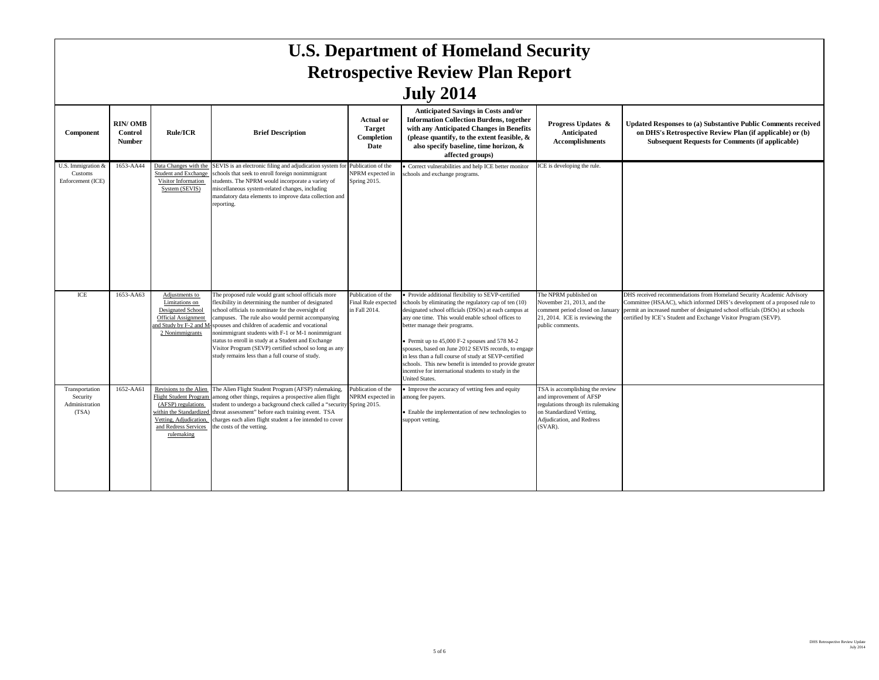# U.S. Department of Homeland Security
# Retrospective Review Plan Report
# July 2014

| Component | RIN/ OMB Control Number | Rule/ICR | Brief Description | Actual or Target Completion Date | Anticipated Savings in Costs and/or Information Collection Burdens, together with any Anticipated Changes in Benefits (please quantify, to the extent feasible, & also specify baseline, time horizon, & affected groups) | Progress Updates & Anticipated Accomplishments | Updated Responses to (a) Substantive Public Comments received on DHS's Retrospective Review Plan (if applicable) or (b) Subsequent Requests for Comments (if applicable) |
|---|---|---|---|---|---|---|---|
| U.S. Immigration & Customs Enforcement (ICE) | 1653-AA44 | Data Changes with the Student and Exchange Visitor Information System (SEVIS) | SEVIS is an electronic filing and adjudication system for schools that seek to enroll foreign nonimmigrant students. The NPRM would incorporate a variety of miscellaneous system-related changes, including mandatory data elements to improve data collection and reporting. | Publication of the NPRM expected in Spring 2015. | • Correct vulnerabilities and help ICE better monitor schools and exchange programs. | ICE is developing the rule. | |
| ICE | 1653-AA63 | Adjustments to Limitations on Designated School Official Assignment and Study by F-2 and M-2 Nonimmigrants | The proposed rule would grant school officials more flexibility in determining the number of designated school officials to nominate for the oversight of campuses. The rule also would permit accompanying spouses and children of academic and vocational nonimmigrant students with F-1 or M-1 nonimmigrant status to enroll in study at a Student and Exchange Visitor Program (SEVP) certified school so long as any study remains less than a full course of study. | Publication of the Final Rule expected in Fall 2014. | • Provide additional flexibility to SEVP-certified schools by eliminating the regulatory cap of ten (10) designated school officials (DSOs) at each campus at any one time. This would enable school offices to better manage their programs.<br><br>• Permit up to 45,000 F-2 spouses and 578 M-2 spouses, based on June 2012 SEVIS records, to engage in less than a full course of study at SEVP-certified schools. This new benefit is intended to provide greater incentive for international students to study in the United States. | The NPRM published on November 21, 2013, and the comment period closed on January 21, 2014. ICE is reviewing the public comments. | DHS received recommendations from Homeland Security Academic Advisory Committee (HSAAC), which informed DHS's development of a proposed rule to permit an increased number of designated school officials (DSOs) at schools certified by ICE's Student and Exchange Visitor Program (SEVP). |
| Transportation Security Administration (TSA) | 1652-AA61 | Revisions to the Alien Flight Student Program (AFSP) regulations within the Standardized Vetting, Adjudication, and Redress Services rulemaking | The Alien Flight Student Program (AFSP) rulemaking, among other things, requires a prospective alien flight student to undergo a background check called a "security threat assessment" before each training event. TSA charges each alien flight student a fee intended to cover the costs of the vetting. | Publication of the NPRM expected in Spring 2015. | • Improve the accuracy of vetting fees and equity among fee payers.<br><br>• Enable the implementation of new technologies to support vetting. | TSA is accomplishing the review and improvement of AFSP regulations through its rulemaking on Standardized Vetting, Adjudication, and Redress (SVAR). | |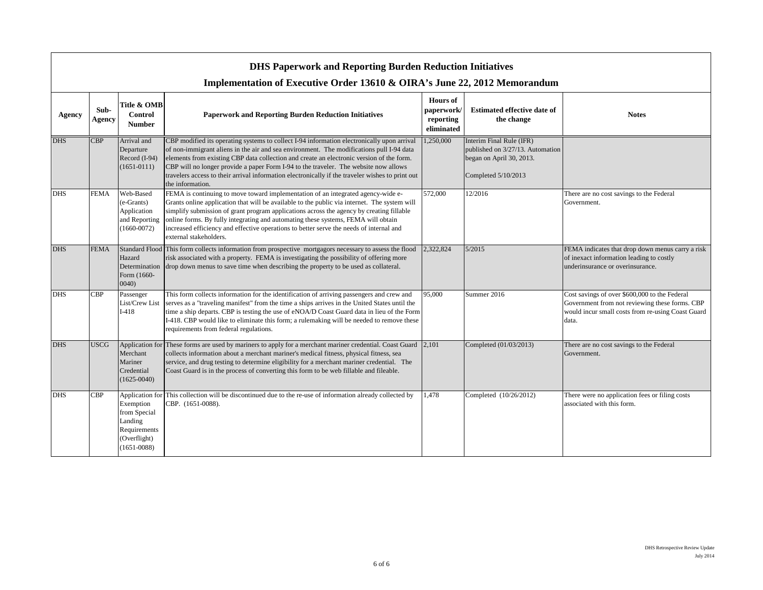# DHS Paperwork and Reporting Burden Reduction Initiatives

## Implementation of Executive Order 13610 & OIRA's June 22, 2012 Memorandum

| Agency | Sub-Agency | Title & OMB Control Number | Paperwork and Reporting Burden Reduction Initiatives | Hours of paperwork/ reporting eliminated | Estimated effective date of the change | Notes |
|---|---|---|---|---|---|---|
| DHS | CBP | Arrival and Departure Record (I-94) (1651-0111) | CBP modified its operating systems to collect I-94 information electronically upon arrival of non-immigrant aliens in the air and sea environment. The modifications pull I-94 data elements from existing CBP data collection and create an electronic version of the form. CBP will no longer provide a paper Form I-94 to the traveler. The website now allows travelers access to their arrival information electronically if the traveler wishes to print out the information. | 1,250,000 | Interim Final Rule (IFR) published on 3/27/13. Automation began on April 30, 2013. Completed 5/10/2013 | |
| DHS | FEMA | Web-Based (e-Grants) Application and Reporting (1660-0072) | FEMA is continuing to move toward implementation of an integrated agency-wide e-Grants online application that will be available to the public via internet. The system will simplify submission of grant program applications across the agency by creating fillable online forms. By fully integrating and automating these systems, FEMA will obtain increased efficiency and effective operations to better serve the needs of internal and external stakeholders. | 572,000 | 12/2016 | There are no cost savings to the Federal Government. |
| DHS | FEMA | Standard Flood Hazard Determination Form (1660-0040) | This form collects information from prospective mortgagors necessary to assess the flood risk associated with a property. FEMA is investigating the possibility of offering more drop down menus to save time when describing the property to be used as collateral. | 2,322,824 | 5/2015 | FEMA indicates that drop down menus carry a risk of inexact information leading to costly underinsurance or overinsurance. |
| DHS | CBP | Passenger List/Crew List I-418 | This form collects information for the identification of arriving passengers and crew and serves as a "traveling manifest" from the time a ships arrives in the United States until the time a ship departs. CBP is testing the use of eNOA/D Coast Guard data in lieu of the Form I-418. CBP would like to eliminate this form; a rulemaking will be needed to remove these requirements from federal regulations. | 95,000 | Summer 2016 | Cost savings of over $600,000 to the Federal Government from not reviewing these forms. CBP would incur small costs from re-using Coast Guard data. |
| DHS | USCG | Application for Merchant Mariner Credential (1625-0040) | These forms are used by mariners to apply for a merchant mariner credential. Coast Guard collects information about a merchant mariner's medical fitness, physical fitness, sea service, and drug testing to determine eligibility for a merchant mariner credential. The Coast Guard is in the process of converting this form to be web fillable and fileable. | 2,101 | Completed (01/03/2013) | There are no cost savings to the Federal Government. |
| DHS | CBP | Application for Exemption from Special Landing Requirements (Overflight) (1651-0088) | This collection will be discontinued due to the re-use of information already collected by CBP. (1651-0088). | 1,478 | Completed (10/26/2012) | There were no application fees or filing costs associated with this form. |

DHS Retrospective Review Update
July 2014